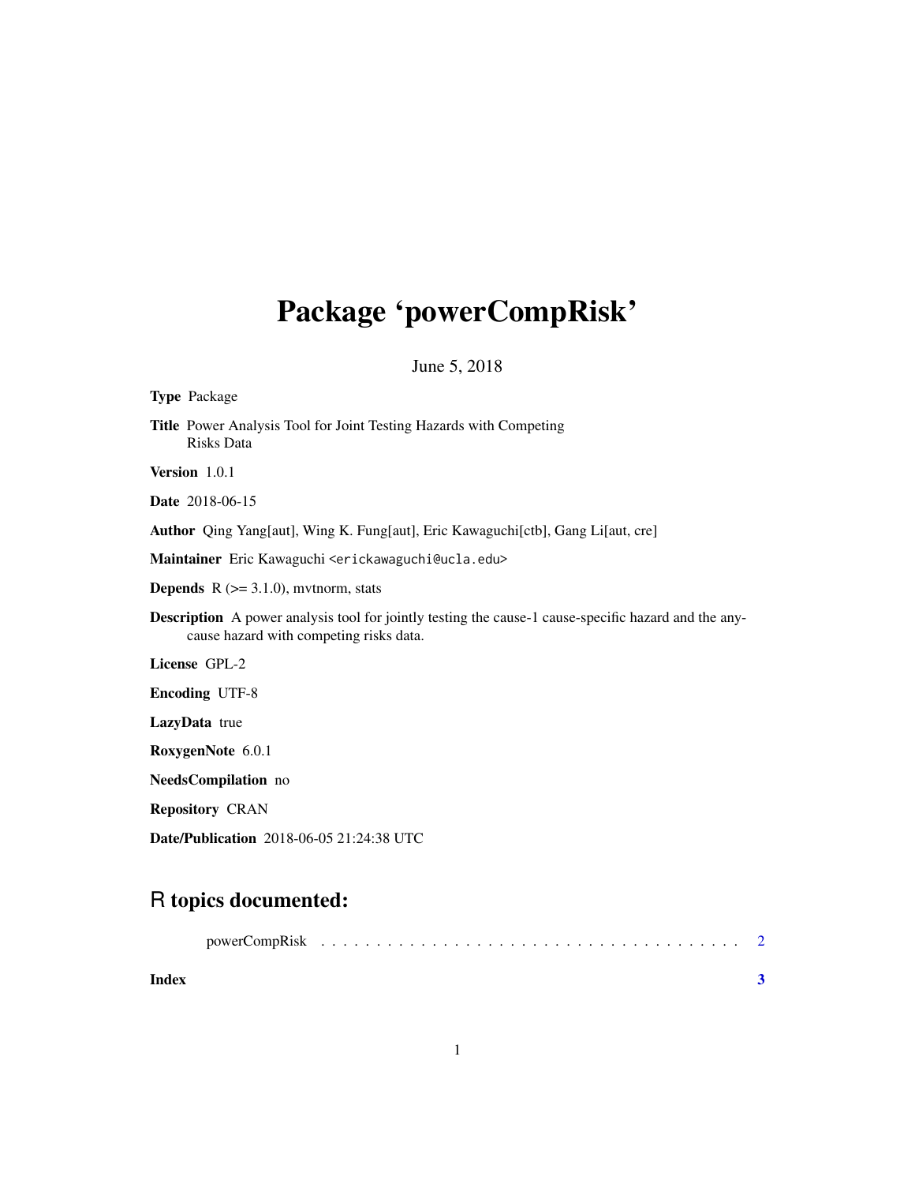# Package 'powerCompRisk'

June 5, 2018

**Type** Package

**Title** Power Analysis Tool for Joint Testing Hazards with Competing Risks Data

**Version** 1.0.1

**Date** 2018-06-15

**Author** Qing Yang[aut], Wing K. Fung[aut], Eric Kawaguchi[ctb], Gang Li[aut, cre]

**Maintainer** Eric Kawaguchi <erickawaguchi@ucla.edu>

**Depends** R (>= 3.1.0), mvtnorm, stats

**Description** A power analysis tool for jointly testing the cause-1 cause-specific hazard and the any-cause hazard with competing risks data.

**License** GPL-2

**Encoding** UTF-8

**LazyData** true

**RoxygenNote** 6.0.1

**NeedsCompilation** no

**Repository** CRAN

**Date/Publication** 2018-06-05 21:24:38 UTC

## R topics documented:

powerCompRisk . . . . . . . . . . . . . . . . . . . . . . . . . . . . . . . . . . . . . . 2

**Index** **3**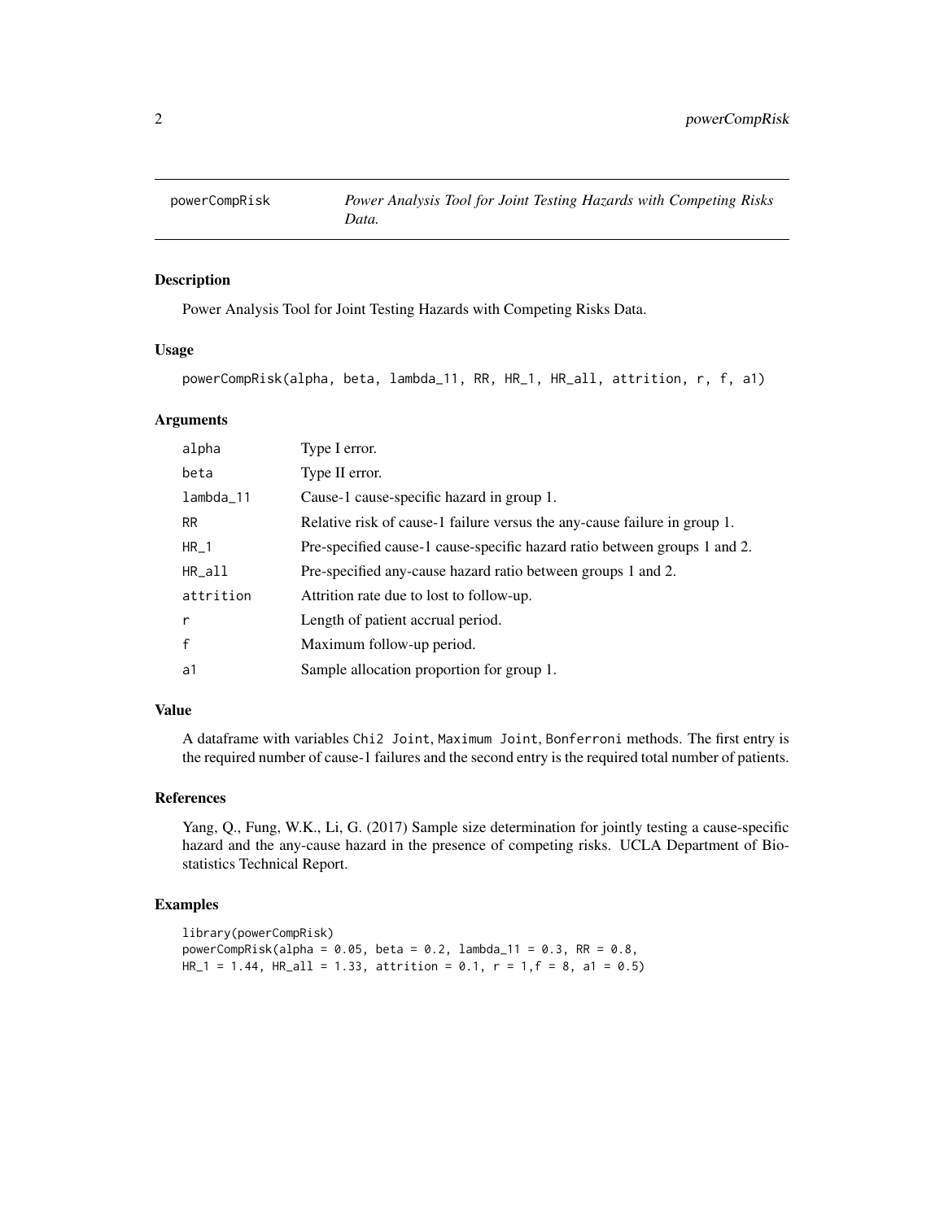powerCompRisk    *Power Analysis Tool for Joint Testing Hazards with Competing Risks Data.*

## Description

Power Analysis Tool for Joint Testing Hazards with Competing Risks Data.

## Usage

```
powerCompRisk(alpha, beta, lambda_11, RR, HR_1, HR_all, attrition, r, f, a1)
```

## Arguments

| | |
|---|---|
| alpha | Type I error. |
| beta | Type II error. |
| lambda_11 | Cause-1 cause-specific hazard in group 1. |
| RR | Relative risk of cause-1 failure versus the any-cause failure in group 1. |
| HR_1 | Pre-specified cause-1 cause-specific hazard ratio between groups 1 and 2. |
| HR_all | Pre-specified any-cause hazard ratio between groups 1 and 2. |
| attrition | Attrition rate due to lost to follow-up. |
| r | Length of patient accrual period. |
| f | Maximum follow-up period. |
| a1 | Sample allocation proportion for group 1. |

## Value

A dataframe with variables `Chi2 Joint`, `Maximum Joint`, `Bonferroni` methods. The first entry is the required number of cause-1 failures and the second entry is the required total number of patients.

## References

Yang, Q., Fung, W.K., Li, G. (2017) Sample size determination for jointly testing a cause-specific hazard and the any-cause hazard in the presence of competing risks. UCLA Department of Biostatistics Technical Report.

## Examples

```
library(powerCompRisk)
powerCompRisk(alpha = 0.05, beta = 0.2, lambda_11 = 0.3, RR = 0.8,
HR_1 = 1.44, HR_all = 1.33, attrition = 0.1, r = 1,f = 8, a1 = 0.5)
```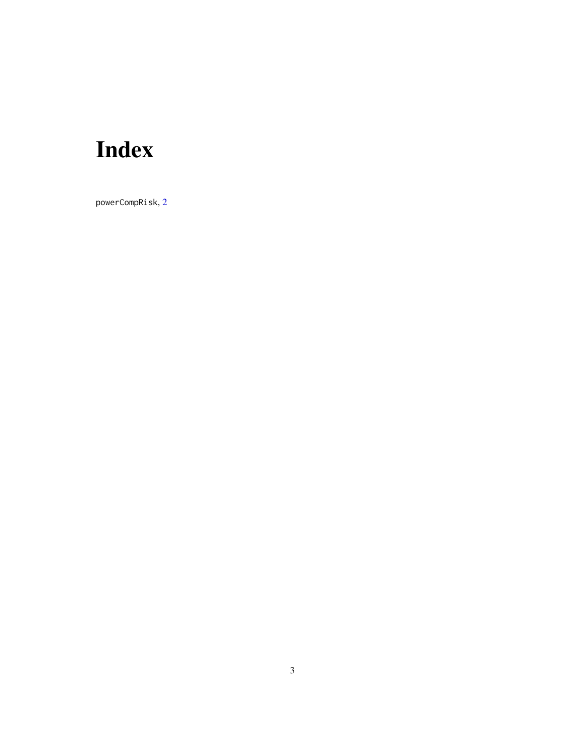# Index

powerCompRisk, 2